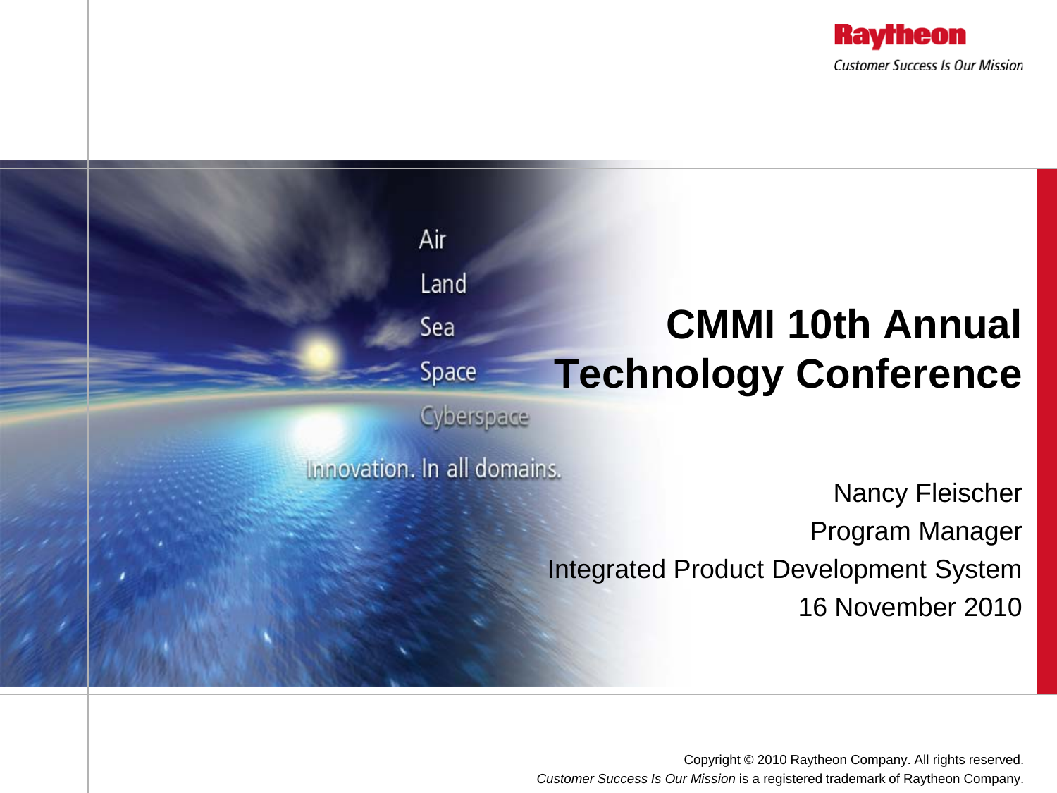Raytheon

*Customer Success Is Our Mission*

Air

Land

Sea

Space

Cyberspace

Innovation. In all domains.

# CMMI 10th Annual Technology Conference

Nancy Fleischer

Program Manager

Integrated Product Development System

16 November 2010

Copyright © 2010 Raytheon Company. All rights reserved.

*Customer Success Is Our Mission* is a registered trademark of Raytheon Company.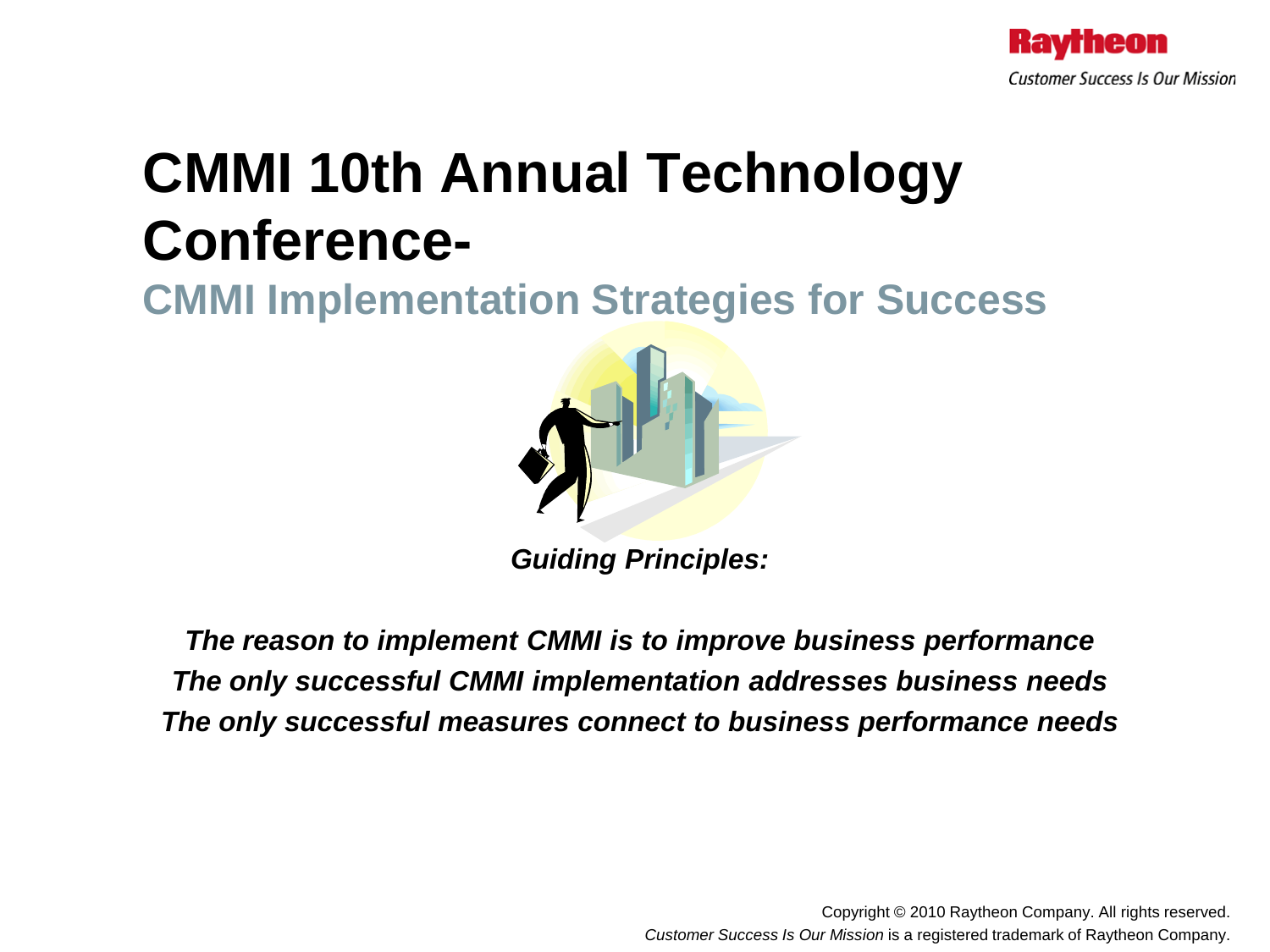# CMMI 10th Annual Technology Conference-

## CMMI Implementation Strategies for Success

***Guiding Principles:***

***The reason to implement CMMI is to improve business performance***
***The only successful CMMI implementation addresses business needs***
***The only successful measures connect to business performance needs***

Copyright © 2010 Raytheon Company. All rights reserved.
*Customer Success Is Our Mission* is a registered trademark of Raytheon Company.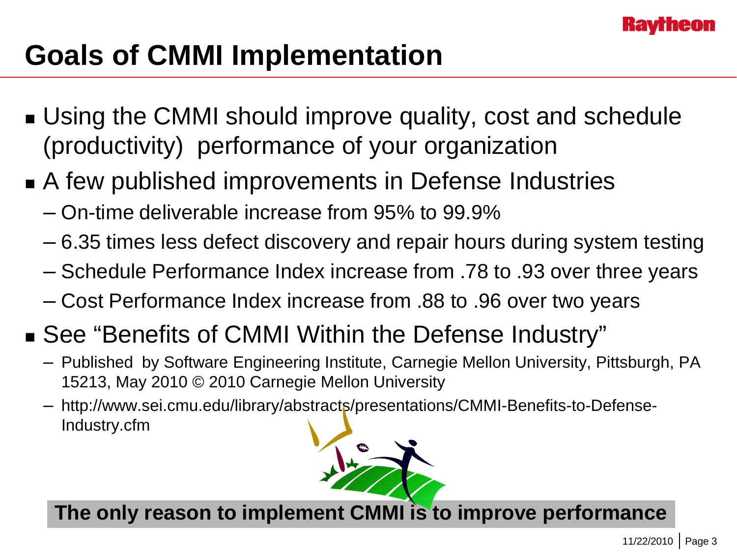# Goals of CMMI Implementation

- Using the CMMI should improve quality, cost and schedule (productivity) performance of your organization
- A few published improvements in Defense Industries
  - On-time deliverable increase from 95% to 99.9%
  - 6.35 times less defect discovery and repair hours during system testing
  - Schedule Performance Index increase from .78 to .93 over three years
  - Cost Performance Index increase from .88 to .96 over two years
- See "Benefits of CMMI Within the Defense Industry"
  - Published by Software Engineering Institute, Carnegie Mellon University, Pittsburgh, PA 15213, May 2010 © 2010 Carnegie Mellon University
  - http://www.sei.cmu.edu/library/abstracts/presentations/CMMI-Benefits-to-Defense-Industry.cfm

**The only reason to implement CMMI is to improve performance**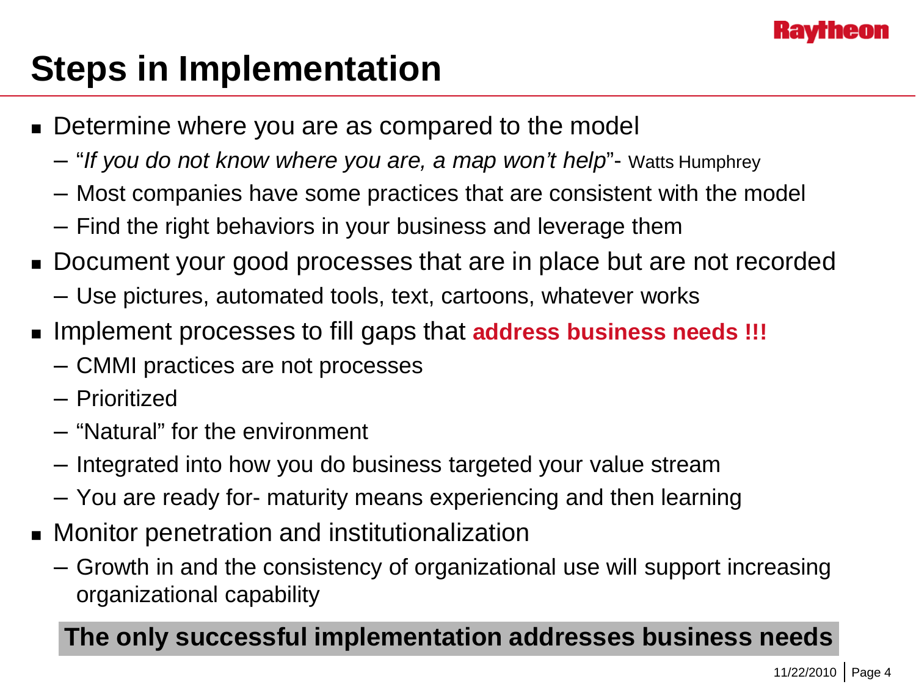# Steps in Implementation

- Determine where you are as compared to the model
  - "*If you do not know where you are, a map won't help*"- Watts Humphrey
  - Most companies have some practices that are consistent with the model
  - Find the right behaviors in your business and leverage them
- Document your good processes that are in place but are not recorded
  - Use pictures, automated tools, text, cartoons, whatever works
- Implement processes to fill gaps that **address business needs !!!**
  - CMMI practices are not processes
  - Prioritized
  - "Natural" for the environment
  - Integrated into how you do business targeted your value stream
  - You are ready for- maturity means experiencing and then learning
- Monitor penetration and institutionalization
  - Growth in and the consistency of organizational use will support increasing organizational capability

**The only successful implementation addresses business needs**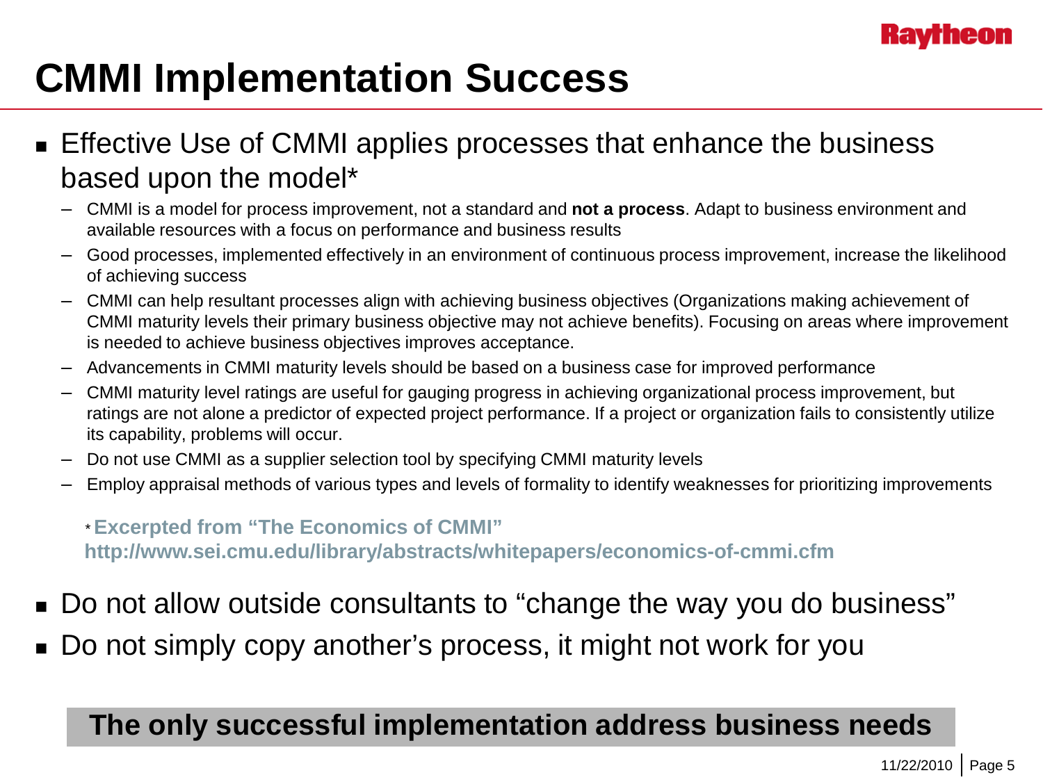# CMMI Implementation Success

- Effective Use of CMMI applies processes that enhance the business based upon the model*
  - CMMI is a model for process improvement, not a standard and **not a process**. Adapt to business environment and available resources with a focus on performance and business results
  - Good processes, implemented effectively in an environment of continuous process improvement, increase the likelihood of achieving success
  - CMMI can help resultant processes align with achieving business objectives (Organizations making achievement of CMMI maturity levels their primary business objective may not achieve benefits). Focusing on areas where improvement is needed to achieve business objectives improves acceptance.
  - Advancements in CMMI maturity levels should be based on a business case for improved performance
  - CMMI maturity level ratings are useful for gauging progress in achieving organizational process improvement, but ratings are not alone a predictor of expected project performance. If a project or organization fails to consistently utilize its capability, problems will occur.
  - Do not use CMMI as a supplier selection tool by specifying CMMI maturity levels
  - Employ appraisal methods of various types and levels of formality to identify weaknesses for prioritizing improvements

  \* **Excerpted from "The Economics of CMMI"**
  **http://www.sei.cmu.edu/library/abstracts/whitepapers/economics-of-cmmi.cfm**

- Do not allow outside consultants to "change the way you do business"
- Do not simply copy another's process, it might not work for you

**The only successful implementation address business needs**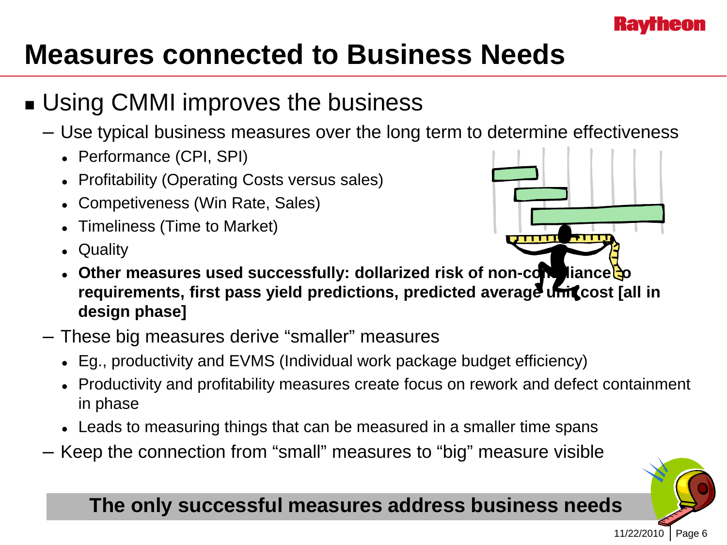# Measures connected to Business Needs

- Using CMMI improves the business
  - Use typical business measures over the long term to determine effectiveness
    - Performance (CPI, SPI)
    - Profitability (Operating Costs versus sales)
    - Competiveness (Win Rate, Sales)
    - Timeliness (Time to Market)
    - Quality
    - **Other measures used successfully: dollarized risk of non-compliance to requirements, first pass yield predictions, predicted average unit cost [all in design phase]**
  - These big measures derive "smaller" measures
    - Eg., productivity and EVMS (Individual work package budget efficiency)
    - Productivity and profitability measures create focus on rework and defect containment in phase
    - Leads to measuring things that can be measured in a smaller time spans
  - Keep the connection from "small" measures to "big" measure visible

**The only successful measures address business needs**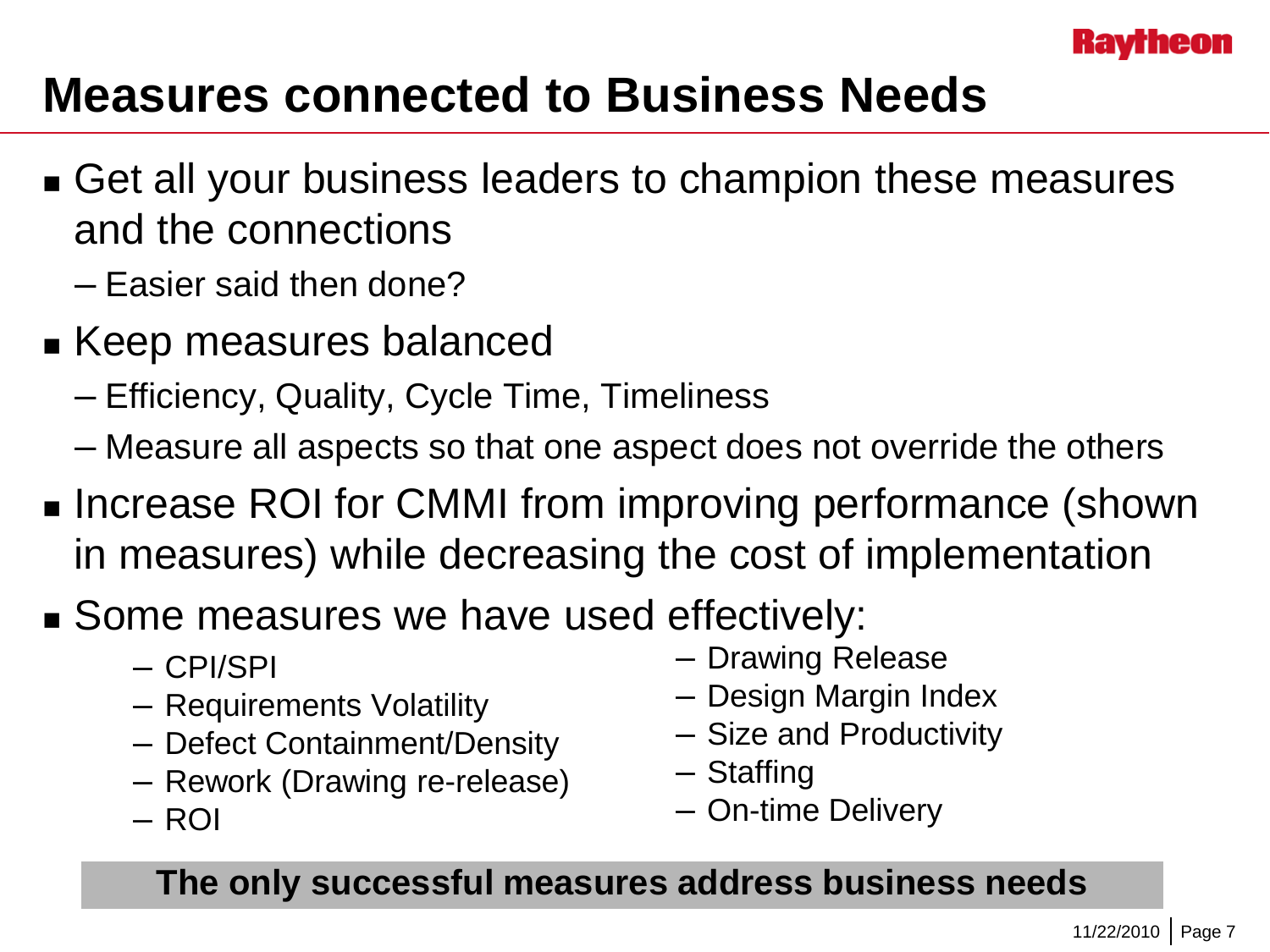# Measures connected to Business Needs

- Get all your business leaders to champion these measures and the connections
  - Easier said then done?
- Keep measures balanced
  - Efficiency, Quality, Cycle Time, Timeliness
  - Measure all aspects so that one aspect does not override the others
- Increase ROI for CMMI from improving performance (shown in measures) while decreasing the cost of implementation
- Some measures we have used effectively:
  - CPI/SPI
  - Requirements Volatility
  - Defect Containment/Density
  - Rework (Drawing re-release)
  - ROI
  - Drawing Release
  - Design Margin Index
  - Size and Productivity
  - Staffing
  - On-time Delivery

**The only successful measures address business needs**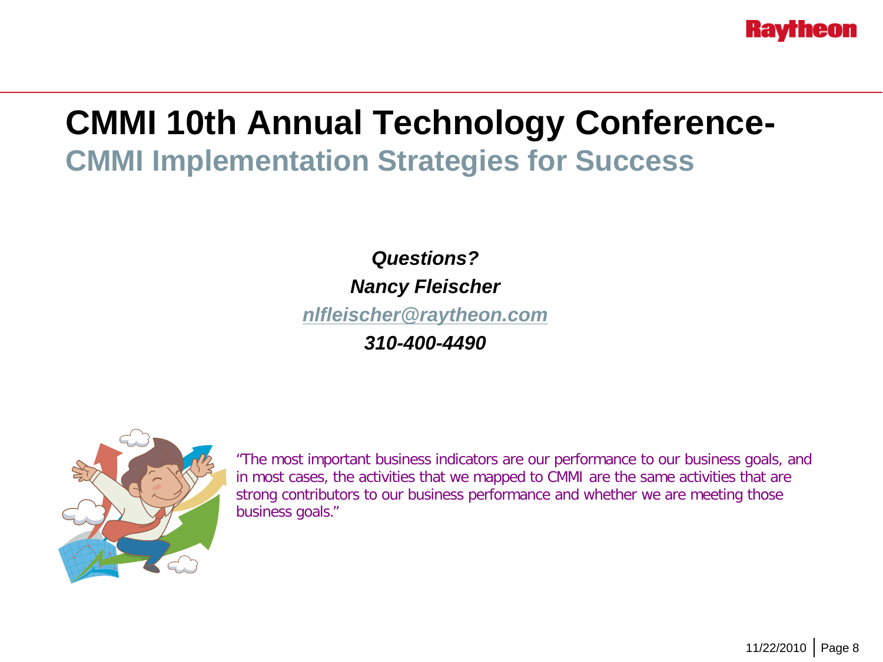# CMMI 10th Annual Technology Conference-

## CMMI Implementation Strategies for Success

***Questions?***

***Nancy Fleischer***

***nlfleischer@raytheon.com***

***310-400-4490***

"The most important business indicators are our performance to our business goals, and in most cases, the activities that we mapped to CMMI are the same activities that are strong contributors to our business performance and whether we are meeting those business goals."